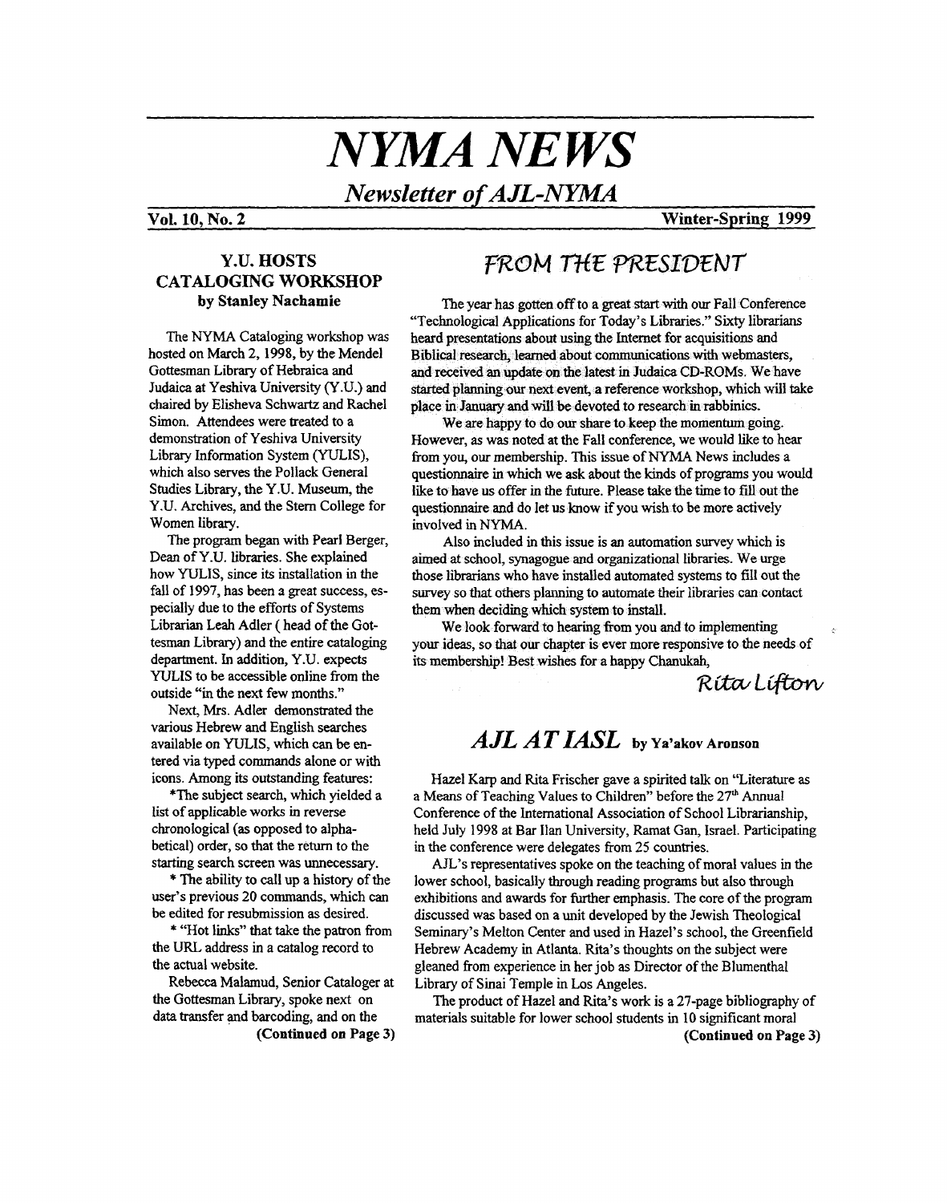# NYMA NEWS

## *Newsletter of AJL-NYMA*

**Vol. 10, No. 2** **Winter-Spring 1999**

### Y.U. HOSTS CATALOGING WORKSHOP
**by Stanley Nachamie**

The NYMA Cataloging workshop was hosted on March 2, 1998, by the Mendel Gottesman Library of Hebraica and Judaica at Yeshiva University (Y.U.) and chaired by Elisheva Schwartz and Rachel Simon. Attendees were treated to a demonstration of Yeshiva University Library Information System (YULIS), which also serves the Pollack General Studies Library, the Y.U. Museum, the Y.U. Archives, and the Stern College for Women library.

The program began with Pearl Berger, Dean of Y.U. libraries. She explained how YULIS, since its installation in the fall of 1997, has been a great success, especially due to the efforts of Systems Librarian Leah Adler ( head of the Gottesman Library) and the entire cataloging department. In addition, Y.U. expects YULIS to be accessible online from the outside "in the next few months."

Next, Mrs. Adler demonstrated the various Hebrew and English searches available on YULIS, which can be entered via typed commands alone or with icons. Among its outstanding features:

*The subject search, which yielded a list of applicable works in reverse chronological (as opposed to alphabetical) order, so that the return to the starting search screen was unnecessary.

* The ability to call up a history of the user's previous 20 commands, which can be edited for resubmission as desired.

* "Hot links" that take the patron from the URL address in a catalog record to the actual website.

Rebecca Malamud, Senior Cataloger at the Gottesman Library, spoke next on data transfer and barcoding, and on the

**(Continued on Page 3)**

### FROM THE PRESIDENT

The year has gotten off to a great start with our Fall Conference "Technological Applications for Today's Libraries." Sixty librarians heard presentations about using the Internet for acquisitions and Biblical research, learned about communications with webmasters, and received an update on the latest in Judaica CD-ROMs. We have started planning our next event, a reference workshop, which will take place in January and will be devoted to research in rabbinics.

We are happy to do our share to keep the momentum going. However, as was noted at the Fall conference, we would like to hear from you, our membership. This issue of NYMA News includes a questionnaire in which we ask about the kinds of programs you would like to have us offer in the future. Please take the time to fill out the questionnaire and do let us know if you wish to be more actively involved in NYMA.

Also included in this issue is an automation survey which is aimed at school, synagogue and organizational libraries. We urge those librarians who have installed automated systems to fill out the survey so that others planning to automate their libraries can contact them when deciding which system to install.

We look forward to hearing from you and to implementing your ideas, so that our chapter is ever more responsive to the needs of its membership! Best wishes for a happy Chanukah,

*Rita Lifton*

### AJL AT IASL **by Ya'akov Aronson**

Hazel Karp and Rita Frischer gave a spirited talk on "Literature as a Means of Teaching Values to Children" before the 27th Annual Conference of the International Association of School Librarianship, held July 1998 at Bar Ilan University, Ramat Gan, Israel. Participating in the conference were delegates from 25 countries.

AJL's representatives spoke on the teaching of moral values in the lower school, basically through reading programs but also through exhibitions and awards for further emphasis. The core of the program discussed was based on a unit developed by the Jewish Theological Seminary's Melton Center and used in Hazel's school, the Greenfield Hebrew Academy in Atlanta. Rita's thoughts on the subject were gleaned from experience in her job as Director of the Blumenthal Library of Sinai Temple in Los Angeles.

The product of Hazel and Rita's work is a 27-page bibliography of materials suitable for lower school students in 10 significant moral

**(Continued on Page 3)**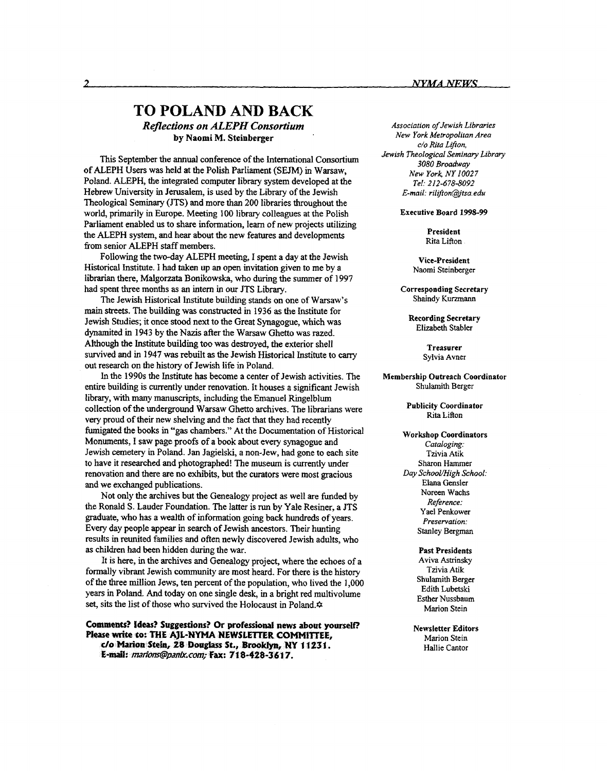# TO POLAND AND BACK

## *Reflections on ALEPH Consortium*

**by Naomi M. Steinberger**

This September the annual conference of the International Consortium of ALEPH Users was held at the Polish Parliament (SEJM) in Warsaw, Poland. ALEPH, the integrated computer library system developed at the Hebrew University in Jerusalem, is used by the Library of the Jewish Theological Seminary (JTS) and more than 200 libraries throughout the world, primarily in Europe. Meeting 100 library colleagues at the Polish Parliament enabled us to share information, learn of new projects utilizing the ALEPH system, and hear about the new features and developments from senior ALEPH staff members.

Following the two-day ALEPH meeting, I spent a day at the Jewish Historical Institute. I had taken up an open invitation given to me by a librarian there, Malgorzata Bonikowska, who during the summer of 1997 had spent three months as an intern in our JTS Library.

The Jewish Historical Institute building stands on one of Warsaw's main streets. The building was constructed in 1936 as the Institute for Jewish Studies; it once stood next to the Great Synagogue, which was dynamited in 1943 by the Nazis after the Warsaw Ghetto was razed. Although the Institute building too was destroyed, the exterior shell survived and in 1947 was rebuilt as the Jewish Historical Institute to carry out research on the history of Jewish life in Poland.

In the 1990s the Institute has become a center of Jewish activities. The entire building is currently under renovation. It houses a significant Jewish library, with many manuscripts, including the Emanuel Ringelblum collection of the underground Warsaw Ghetto archives. The librarians were very proud of their new shelving and the fact that they had recently fumigated the books in "gas chambers." At the Documentation of Historical Monuments, I saw page proofs of a book about every synagogue and Jewish cemetery in Poland. Jan Jagielski, a non-Jew, had gone to each site to have it researched and photographed! The museum is currently under renovation and there are no exhibits, but the curators were most gracious and we exchanged publications.

Not only the archives but the Genealogy project as well are funded by the Ronald S. Lauder Foundation. The latter is run by Yale Resiner, a JTS graduate, who has a wealth of information going back hundreds of years. Every day people appear in search of Jewish ancestors. Their hunting results in reunited families and often newly discovered Jewish adults, who as children had been hidden during the war.

It is here, in the archives and Genealogy project, where the echoes of a formally vibrant Jewish community are most heard. For there is the history of the three million Jews, ten percent of the population, who lived the 1,000 years in Poland. And today on one single desk, in a bright red multivolume set, sits the list of those who survived the Holocaust in Poland.✡

**Comments? Ideas? Suggestions? Or professional news about yourself? Please write to: THE AJL-NYMA NEWSLETTER COMMITTEE, c/o Marion Stein, 28 Douglass St., Brooklyn, NY 11231. E-mail:** ***marions@panix.com;*** **Fax: 718-428-3617.**

*Association of Jewish Libraries*
*New York Metropolitan Area*
*c/o Rita Lifton,*
*Jewish Theological Seminary Library*
*3080 Broadway*
*New York, NY 10027*
*Tel: 212-678-8092*
*E-mail: rilifton@jtsa.edu*

**Executive Board 1998-99**

**President**
Rita Lifton

**Vice-President**
Naomi Steinberger

**Corresponding Secretary**
Shaindy Kurzmann

**Recording Secretary**
Elizabeth Stabler

**Treasurer**
Sylvia Avner

**Membership Outreach Coordinator**
Shulamith Berger

**Publicity Coordinator**
Rita Lifton

**Workshop Coordinators**
*Cataloging:*
Tzivia Atik
Sharon Hammer
*Day School/High School:*
Elana Gensler
Noreen Wachs
*Reference:*
Yael Penkower
*Preservation:*
Stanley Bergman

**Past Presidents**
Aviva Astrinsky
Tzivia Atik
Shulamith Berger
Edith Lubetski
Esther Nussbaum
Marion Stein

**Newsletter Editors**
Marion Stein
Hallie Cantor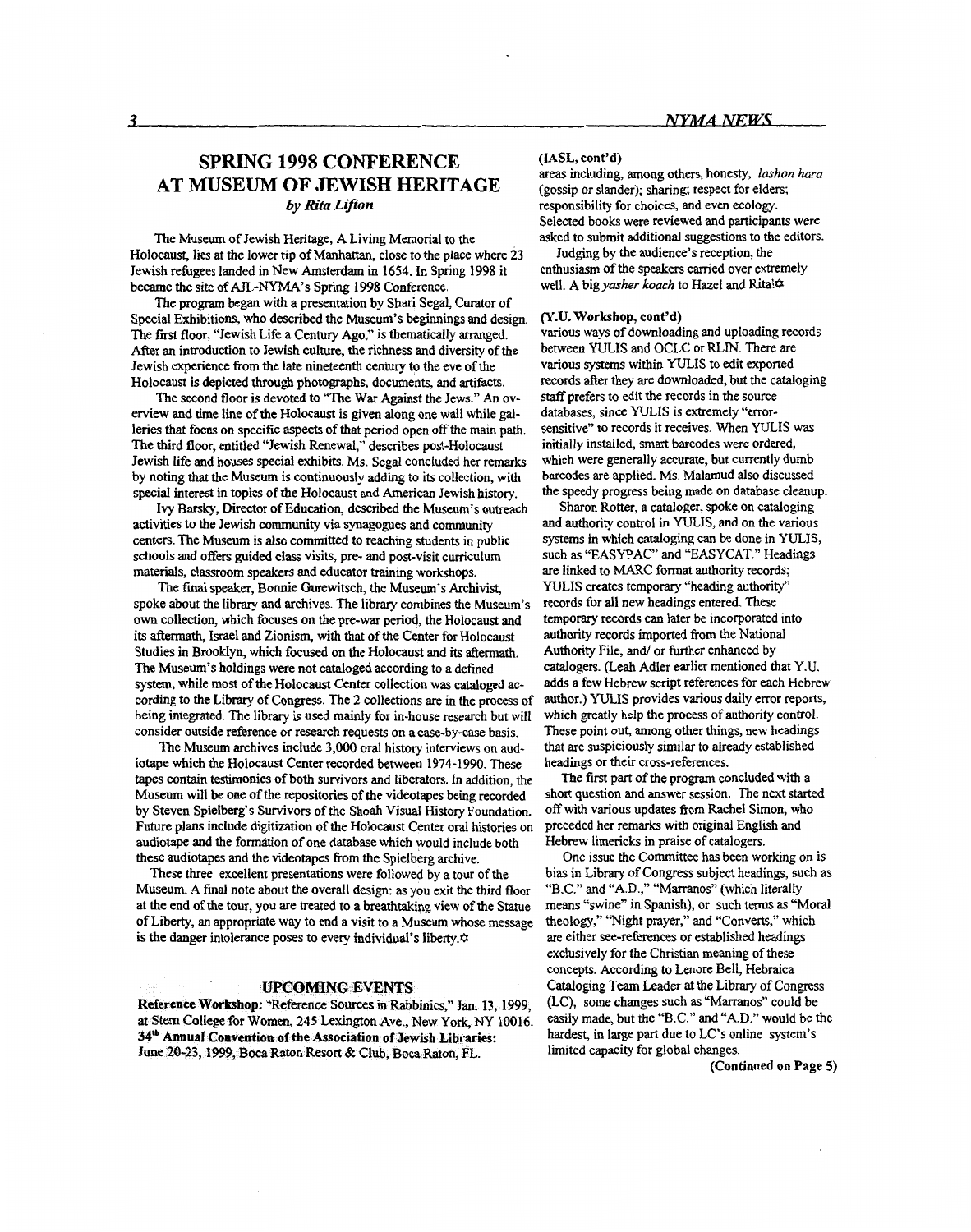## SPRING 1998 CONFERENCE AT MUSEUM OF JEWISH HERITAGE

*by Rita Lifton*

The Museum of Jewish Heritage, A Living Memorial to the Holocaust, lies at the lower tip of Manhattan, close to the place where 23 Jewish refugees landed in New Amsterdam in 1654. In Spring 1998 it became the site of AJL-NYMA's Spring 1998 Conference.

The program began with a presentation by Shari Segal, Curator of Special Exhibitions, who described the Museum's beginnings and design. The first floor, "Jewish Life a Century Ago," is thematically arranged. After an introduction to Jewish culture, the richness and diversity of the Jewish experience from the late nineteenth century to the eve of the Holocaust is depicted through photographs, documents, and artifacts.

The second floor is devoted to "The War Against the Jews." An overview and time line of the Holocaust is given along one wall while galleries that focus on specific aspects of that period open off the main path. The third floor, entitled "Jewish Renewal," describes post-Holocaust Jewish life and houses special exhibits. Ms. Segal concluded her remarks by noting that the Museum is continuously adding to its collection, with special interest in topics of the Holocaust and American Jewish history.

Ivy Barsky, Director of Education, described the Museum's outreach activities to the Jewish community via synagogues and community centers. The Museum is also committed to reaching students in public schools and offers guided class visits, pre- and post-visit curriculum materials, classroom speakers and educator training workshops.

The final speaker, Bonnie Gurewitsch, the Museum's Archivist, spoke about the library and archives. The library combines the Museum's own collection, which focuses on the pre-war period, the Holocaust and its aftermath, Israel and Zionism, with that of the Center for Holocaust Studies in Brooklyn, which focused on the Holocaust and its aftermath. The Museum's holdings were not cataloged according to a defined system, while most of the Holocaust Center collection was cataloged according to the Library of Congress. The 2 collections are in the process of being integrated. The library is used mainly for in-house research but will consider outside reference or research requests on a case-by-case basis.

The Museum archives include 3,000 oral history interviews on audiotape which the Holocaust Center recorded between 1974-1990. These tapes contain testimonies of both survivors and liberators. In addition, the Museum will be one of the repositories of the videotapes being recorded by Steven Spielberg's Survivors of the Shoah Visual History Foundation. Future plans include digitization of the Holocaust Center oral histories on audiotape and the formation of one database which would include both these audiotapes and the videotapes from the Spielberg archive.

These three excellent presentations were followed by a tour of the Museum. A final note about the overall design: as you exit the third floor at the end of the tour, you are treated to a breathtaking view of the Statue of Liberty, an appropriate way to end a visit to a Museum whose message is the danger intolerance poses to every individual's liberty.☼

### UPCOMING EVENTS

**Reference Workshop:** "Reference Sources in Rabbinics," Jan. 13, 1999, at Stern College for Women, 245 Lexington Ave., New York, NY 10016.
**34th Annual Convention of the Association of Jewish Libraries:** June 20-23, 1999, Boca Raton Resort & Club, Boca Raton, FL.

**(IASL, cont'd)**

areas including, among others, honesty, *lashon hara* (gossip or slander); sharing; respect for elders; responsibility for choices, and even ecology. Selected books were reviewed and participants were asked to submit additional suggestions to the editors.

Judging by the audience's reception, the enthusiasm of the speakers carried over extremely well. A big *yasher koach* to Hazel and Rita!☼

**(Y.U. Workshop, cont'd)**

various ways of downloading and uploading records between YULIS and OCLC or RLIN. There are various systems within YULIS to edit exported records after they are downloaded, but the cataloging staff prefers to edit the records in the source databases, since YULIS is extremely "error-sensitive" to records it receives. When YULIS was initially installed, smart barcodes were ordered, which were generally accurate, but currently dumb barcodes are applied. Ms. Malamud also discussed the speedy progress being made on database cleanup.

Sharon Rotter, a cataloger, spoke on cataloging and authority control in YULIS, and on the various systems in which cataloging can be done in YULIS, such as "EASYPAC" and "EASYCAT." Headings are linked to MARC format authority records; YULIS creates temporary "heading authority" records for all new headings entered. These temporary records can later be incorporated into authority records imported from the National Authority File, and/ or further enhanced by catalogers. (Leah Adler earlier mentioned that Y.U. adds a few Hebrew script references for each Hebrew author.) YULIS provides various daily error reports, which greatly help the process of authority control. These point out, among other things, new headings that are suspiciously similar to already established headings or their cross-references.

The first part of the program concluded with a short question and answer session. The next started off with various updates from Rachel Simon, who preceded her remarks with original English and Hebrew limericks in praise of catalogers.

One issue the Committee has been working on is bias in Library of Congress subject headings, such as "B.C." and "A.D.," "Marranos" (which literally means "swine" in Spanish), or such terms as "Moral theology," "Night prayer," and "Converts," which are either see-references or established headings exclusively for the Christian meaning of these concepts. According to Lenore Bell, Hebraica Cataloging Team Leader at the Library of Congress (LC), some changes such as "Marranos" could be easily made, but the "B.C." and "A.D." would be the hardest, in large part due to LC's online system's limited capacity for global changes.

**(Continued on Page 5)**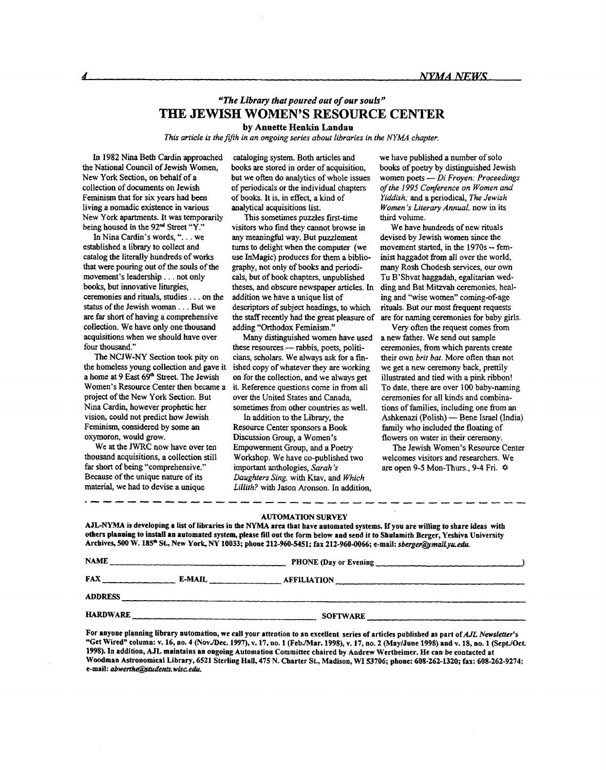*"The Library that poured out of our souls"*

# THE JEWISH WOMEN'S RESOURCE CENTER

**by Annette Henkin Landau**

*This article is the fifth in an ongoing series about libraries in the NYMA chapter.*

In 1982 Nina Beth Cardin approached the National Council of Jewish Women, New York Section, on behalf of a collection of documents on Jewish Feminism that for six years had been living a nomadic existence in various New York apartments. It was temporarily being housed in the 92nd Street "Y."

In Nina Cardin's words, ". . . we established a library to collect and catalog the literally hundreds of works that were pouring out of the souls of the movement's leadership . . . not only books, but innovative liturgies, ceremonies and rituals, studies . . . on the status of the Jewish woman . . . But we are far short of having a comprehensive collection. We have only one thousand acquisitions when we should have over four thousand."

The NCJW-NY Section took pity on the homeless young collection and gave it a home at 9 East 69th Street. The Jewish Women's Resource Center then became a project of the New York Section. But Nina Cardin, however prophetic her vision, could not predict how Jewish Feminism, considered by some an oxymoron, would grow.

We at the JWRC now have over ten thousand acquisitions, a collection still far short of being "comprehensive." Because of the unique nature of its material, we had to devise a unique cataloging system. Both articles and books are stored in order of acquisition, but we often do analytics of whole issues of periodicals or the individual chapters of books. It is, in effect, a kind of analytical acquisitions list.

This sometimes puzzles first-time visitors who find they cannot browse in any meaningful way. But puzzlement turns to delight when the computer (we use InMagic) produces for them a bibliography, not only of books and periodicals, but of book chapters, unpublished theses, and obscure newspaper articles. In addition we have a unique list of descriptors of subject headings, to which the staff recently had the great pleasure of adding "Orthodox Feminism."

Many distinguished women have used these resources — rabbis, poets, politicians, scholars. We always ask for a finished copy of whatever they are working on for the collection, and we always get it. Reference questions come in from all over the United States and Canada, sometimes from other countries as well.

In addition to the Library, the Resource Center sponsors a Book Discussion Group, a Women's Empowerment Group, and a Poetry Workshop. We have co-published two important anthologies, *Sarah's Daughters Sing,* with Ktav, and *Which Lillith?* with Jason Aronson. In addition, we have published a number of solo books of poetry by distinguished Jewish women poets — *Di Froyen: Proceedings of the 1995 Conference on Women and Yiddish;* and a periodical, *The Jewish Women's Literary Annual,* now in its third volume.

We have hundreds of new rituals devised by Jewish women since the movement started, in the 1970s -- feminist haggadot from all over the world, many Rosh Chodesh services, our own Tu B'Shvat haggadah, egalitarian wedding and Bat Mitzvah ceremonies, healing and "wise women" coming-of-age rituals. But our most frequent requests are for naming ceremonies for baby girls.

Very often the request comes from a new father. We send out sample ceremonies, from which parents create their own *brit bat.* More often than not we get a new ceremony back, prettily illustrated and tied with a pink ribbon! To date, there are over 100 baby-naming ceremonies for all kinds and combinations of families, including one from an Ashkenazi (Polish) — Bene Israel (India) family who included the floating of flowers on water in their ceremony.

The Jewish Women's Resource Center welcomes visitors and researchers. We are open 9-5 Mon-Thurs., 9-4 Fri. ✡

---

**AUTOMATION SURVEY**

**AJL-NYMA is developing a list of libraries in the NYMA area that have automated systems. If you are willing to share ideas with others planning to install an automated system, please fill out the form below and send it to Shulamith Berger, Yeshiva University Archives, 500 W. 185th St., New York, NY 10033; phone 212-960-5451; fax 212-960-0066; e-mail: *sberger@ymail.yu.edu.***

NAME ______________________ PHONE (Day or Evening ______________________)

FAX ____________ E-MAIL ____________ AFFILIATION ______________________

ADDRESS ______________________________________________

HARDWARE ______________________ SOFTWARE ______________________

**For anyone planning library automation, we call your attention to an excellent series of articles published as part of *AJL Newsletter*'s "Get Wired" column: v. 16, no. 4 (Nov./Dec. 1997), v. 17, no. 1 (Feb./Mar. 1998), v. 17, no. 2 (May/June 1998) and v. 18, no. 1 (Sept./Oct. 1998). In addition, AJL maintains an ongoing Automation Committee chaired by Andrew Wertheimer. He can be contacted at Woodman Astronomical Library, 6521 Sterling Hall, 475 N. Charter St., Madison, WI 53706; phone: 608-262-1320; fax: 608-262-9274; e-mail: *abwerthe@students.wisc.edu.***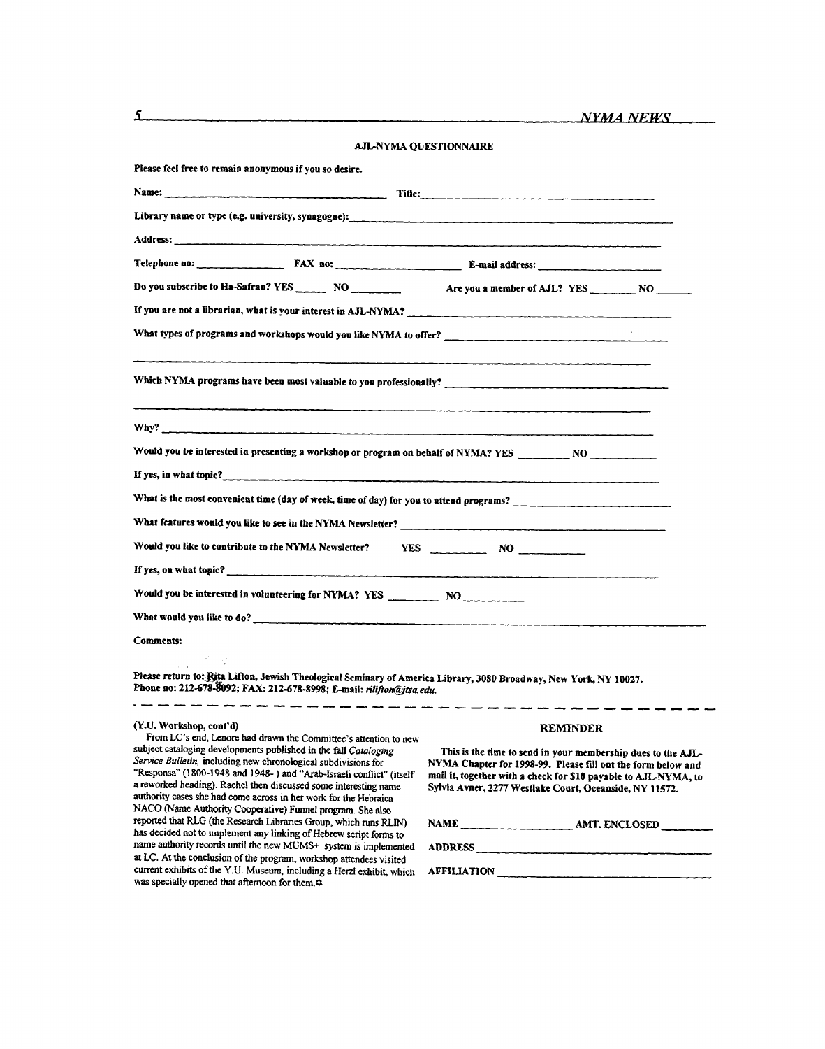## AJL-NYMA QUESTIONNAIRE

**Please feel free to remain anonymous if you so desire.**

**Name:** ______________________ **Title:** ______________________

**Library name or type (e.g. university, synagogue):** ______________________

**Address:** ______________________

**Telephone no:** __________ **FAX no:** __________ **E-mail address:** __________

**Do you subscribe to Ha-Safran? YES** _____ **NO** _____ **Are you a member of AJL? YES** _____ **NO** _____

**If you are not a librarian, what is your interest in AJL-NYMA?** ______________________

**What types of programs and workshops would you like NYMA to offer?** ______________________

______________________

**Which NYMA programs have been most valuable to you professionally?** ______________________

______________________

**Why?** ______________________

**Would you be interested in presenting a workshop or program on behalf of NYMA? YES** _____ **NO** _____

**If yes, in what topic?** ______________________

**What is the most convenient time (day of week, time of day) for you to attend programs?** ______________________

**What features would you like to see in the NYMA Newsletter?** ______________________

**Would you like to contribute to the NYMA Newsletter? YES** _____ **NO** _____

**If yes, on what topic?** ______________________

**Would you be interested in volunteering for NYMA? YES** _____ **NO** _____

**What would you like to do?** ______________________

**Comments:**

**Please return to: Rita Lifton, Jewish Theological Seminary of America Library, 3080 Broadway, New York, NY 10027. Phone no: 212-678-8092; FAX: 212-678-8998; E-mail: *rilifton@jtsa.edu*.**

---

**(Y.U. Workshop, cont'd)**

From LC's end, Lenore had drawn the Committee's attention to new subject cataloging developments published in the fall *Cataloging Service Bulletin*, including new chronological subdivisions for "Responsa" (1800-1948 and 1948- ) and "Arab-Israeli conflict" (itself a reworked heading). Rachel then discussed some interesting name authority cases she had come across in her work for the Hebraica NACO (Name Authority Cooperative) Funnel program. She also reported that RLG (the Research Libraries Group, which runs RLIN) has decided not to implement any linking of Hebrew script forms to name authority records until the new MUMS+ system is implemented at LC. At the conclusion of the program, workshop attendees visited current exhibits of the Y.U. Museum, including a Herzl exhibit, which was specially opened that afternoon for them.☼

### REMINDER

**This is the time to send in your membership dues to the AJL-NYMA Chapter for 1998-99. Please fill out the form below and mail it, together with a check for $10 payable to AJL-NYMA, to Sylvia Avner, 2277 Westlake Court, Oceanside, NY 11572.**

**NAME** ______________ **AMT. ENCLOSED** ________

**ADDRESS** ______________________

**AFFILIATION** ______________________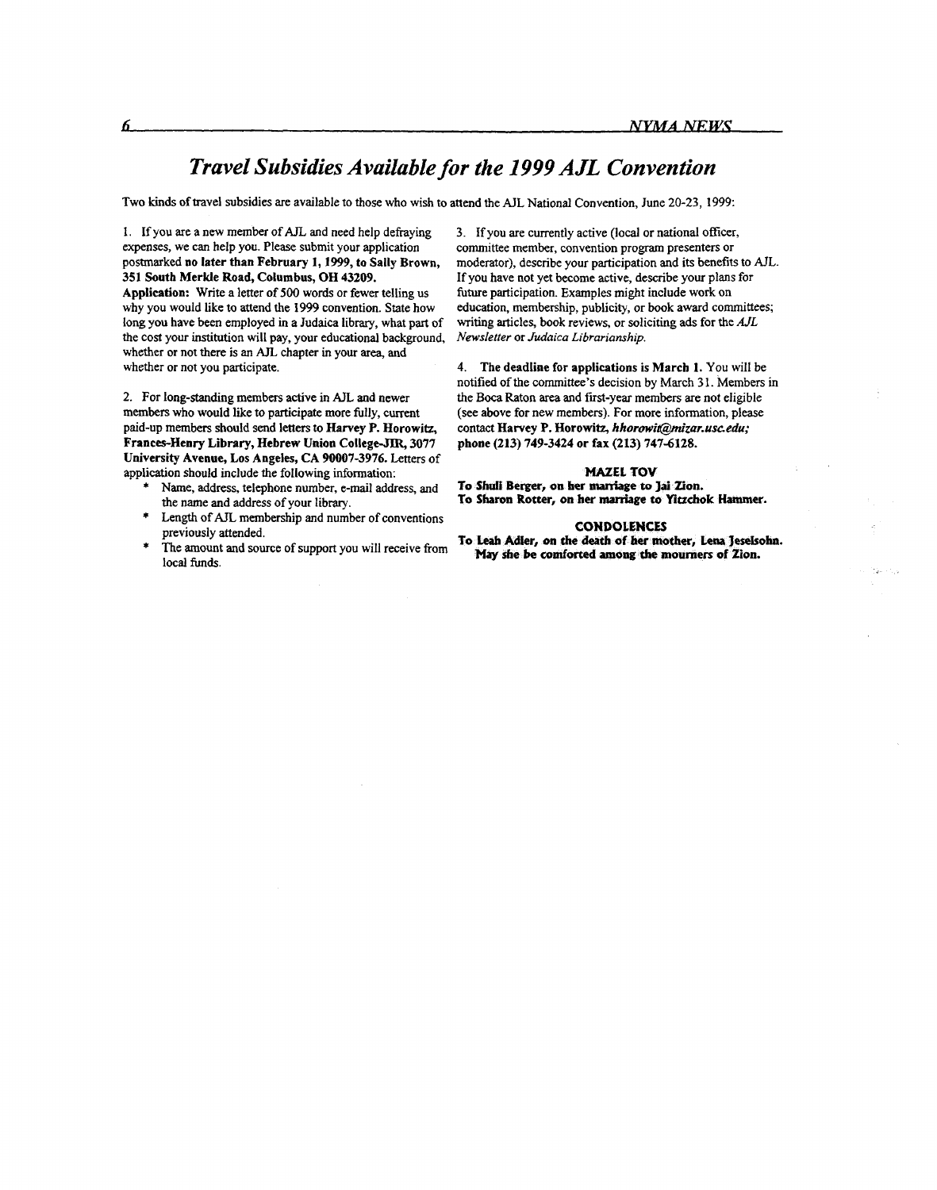# Travel Subsidies Available for the 1999 AJL Convention

Two kinds of travel subsidies are available to those who wish to attend the AJL National Convention, June 20-23, 1999:

1. If you are a new member of AJL and need help defraying expenses, we can help you. Please submit your application postmarked **no later than February 1, 1999, to Sally Brown, 351 South Merkle Road, Columbus, OH 43209.**
**Application:** Write a letter of 500 words or fewer telling us why you would like to attend the 1999 convention. State how long you have been employed in a Judaica library, what part of the cost your institution will pay, your educational background, whether or not there is an AJL chapter in your area, and whether or not you participate.

2. For long-standing members active in AJL and newer members who would like to participate more fully, current paid-up members should send letters to **Harvey P. Horowitz, Frances-Henry Library, Hebrew Union College-JIR, 3077 University Avenue, Los Angeles, CA 90007-3976.** Letters of application should include the following information:
   * Name, address, telephone number, e-mail address, and the name and address of your library.
   * Length of AJL membership and number of conventions previously attended.
   * The amount and source of support you will receive from local funds.

3. If you are currently active (local or national officer, committee member, convention program presenters or moderator), describe your participation and its benefits to AJL. If you have not yet become active, describe your plans for future participation. Examples might include work on education, membership, publicity, or book award committees; writing articles, book reviews, or soliciting ads for the *AJL Newsletter* or *Judaica Librarianship*.

4. **The deadline for applications is March 1.** You will be notified of the committee's decision by March 31. Members in the Boca Raton area and first-year members are not eligible (see above for new members). For more information, please contact **Harvey P. Horowitz, *hhorowit@mizar.usc.edu;* phone (213) 749-3424 or fax (213) 747-6128.**

## MAZEL TOV

**To Shuli Berger, on her marriage to Jai Zion.**
**To Sharon Rotter, on her marriage to Yitzchok Hammer.**

## CONDOLENCES

**To Leah Adler, on the death of her mother, Lena Jeselsohn. May she be comforted among the mourners of Zion.**